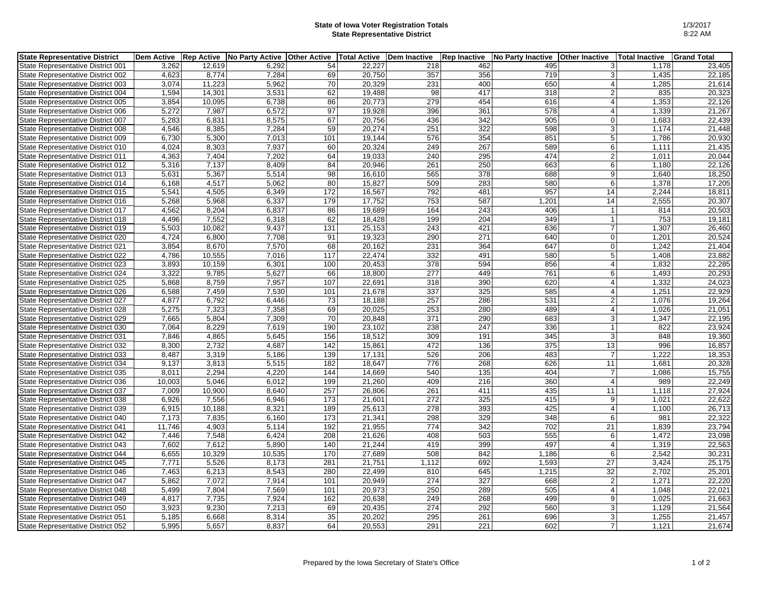**State of Iowa Voter Registration Totals**
**State Representative District**

1/3/2017
8:22 AM

| State Representative District | Dem Active | Rep Active | No Party Active | Other Active | Total Active | Dem Inactive | Rep Inactive | No Party Inactive | Other Inactive | Total Inactive | Grand Total |
|---|---|---|---|---|---|---|---|---|---|---|---|
| State Representative District 001 | 3,262 | 12,619 | 6,292 | 54 | 22,227 | 218 | 462 | 495 | 3 | 1,178 | 23,405 |
| State Representative District 002 | 4,623 | 8,774 | 7,284 | 69 | 20,750 | 357 | 356 | 719 | 3 | 1,435 | 22,185 |
| State Representative District 003 | 3,074 | 11,223 | 5,962 | 70 | 20,329 | 231 | 400 | 650 | 4 | 1,285 | 21,614 |
| State Representative District 004 | 1,594 | 14,301 | 3,531 | 62 | 19,488 | 98 | 417 | 318 | 2 | 835 | 20,323 |
| State Representative District 005 | 3,854 | 10,095 | 6,738 | 86 | 20,773 | 279 | 454 | 616 | 4 | 1,353 | 22,126 |
| State Representative District 006 | 5,272 | 7,987 | 6,572 | 97 | 19,928 | 396 | 361 | 578 | 4 | 1,339 | 21,267 |
| State Representative District 007 | 5,283 | 6,831 | 8,575 | 67 | 20,756 | 436 | 342 | 905 | 0 | 1,683 | 22,439 |
| State Representative District 008 | 4,546 | 8,385 | 7,284 | 59 | 20,274 | 251 | 322 | 598 | 3 | 1,174 | 21,448 |
| State Representative District 009 | 6,730 | 5,300 | 7,013 | 101 | 19,144 | 576 | 354 | 851 | 5 | 1,786 | 20,930 |
| State Representative District 010 | 4,024 | 8,303 | 7,937 | 60 | 20,324 | 249 | 267 | 589 | 6 | 1,111 | 21,435 |
| State Representative District 011 | 4,363 | 7,404 | 7,202 | 64 | 19,033 | 240 | 295 | 474 | 2 | 1,011 | 20,044 |
| State Representative District 012 | 5,316 | 7,137 | 8,409 | 84 | 20,946 | 261 | 250 | 663 | 6 | 1,180 | 22,126 |
| State Representative District 013 | 5,631 | 5,367 | 5,514 | 98 | 16,610 | 565 | 378 | 688 | 9 | 1,640 | 18,250 |
| State Representative District 014 | 6,168 | 4,517 | 5,062 | 80 | 15,827 | 509 | 283 | 580 | 6 | 1,378 | 17,205 |
| State Representative District 015 | 5,541 | 4,505 | 6,349 | 172 | 16,567 | 792 | 481 | 957 | 14 | 2,244 | 18,811 |
| State Representative District 016 | 5,268 | 5,968 | 6,337 | 179 | 17,752 | 753 | 587 | 1,201 | 14 | 2,555 | 20,307 |
| State Representative District 017 | 4,562 | 8,204 | 6,837 | 86 | 19,689 | 164 | 243 | 406 | 1 | 814 | 20,503 |
| State Representative District 018 | 4,496 | 7,552 | 6,318 | 62 | 18,428 | 199 | 204 | 349 | 1 | 753 | 19,181 |
| State Representative District 019 | 5,503 | 10,082 | 9,437 | 131 | 25,153 | 243 | 421 | 636 | 7 | 1,307 | 26,460 |
| State Representative District 020 | 4,724 | 6,800 | 7,708 | 91 | 19,323 | 290 | 271 | 640 | 0 | 1,201 | 20,524 |
| State Representative District 021 | 3,854 | 8,670 | 7,570 | 68 | 20,162 | 231 | 364 | 647 | 0 | 1,242 | 21,404 |
| State Representative District 022 | 4,786 | 10,555 | 7,016 | 117 | 22,474 | 332 | 491 | 580 | 5 | 1,408 | 23,882 |
| State Representative District 023 | 3,893 | 10,159 | 6,301 | 100 | 20,453 | 378 | 594 | 856 | 4 | 1,832 | 22,285 |
| State Representative District 024 | 3,322 | 9,785 | 5,627 | 66 | 18,800 | 277 | 449 | 761 | 6 | 1,493 | 20,293 |
| State Representative District 025 | 5,868 | 8,759 | 7,957 | 107 | 22,691 | 318 | 390 | 620 | 4 | 1,332 | 24,023 |
| State Representative District 026 | 6,588 | 7,459 | 7,530 | 101 | 21,678 | 337 | 325 | 585 | 4 | 1,251 | 22,929 |
| State Representative District 027 | 4,877 | 6,792 | 6,446 | 73 | 18,188 | 257 | 286 | 531 | 2 | 1,076 | 19,264 |
| State Representative District 028 | 5,275 | 7,323 | 7,358 | 69 | 20,025 | 253 | 280 | 489 | 4 | 1,026 | 21,051 |
| State Representative District 029 | 7,665 | 5,804 | 7,309 | 70 | 20,848 | 371 | 290 | 683 | 3 | 1,347 | 22,195 |
| State Representative District 030 | 7,064 | 8,229 | 7,619 | 190 | 23,102 | 238 | 247 | 336 | 1 | 822 | 23,924 |
| State Representative District 031 | 7,846 | 4,865 | 5,645 | 156 | 18,512 | 309 | 191 | 345 | 3 | 848 | 19,360 |
| State Representative District 032 | 8,300 | 2,732 | 4,687 | 142 | 15,861 | 472 | 136 | 375 | 13 | 996 | 16,857 |
| State Representative District 033 | 8,487 | 3,319 | 5,186 | 139 | 17,131 | 526 | 206 | 483 | 7 | 1,222 | 18,353 |
| State Representative District 034 | 9,137 | 3,813 | 5,515 | 182 | 18,647 | 776 | 268 | 626 | 11 | 1,681 | 20,328 |
| State Representative District 035 | 8,011 | 2,294 | 4,220 | 144 | 14,669 | 540 | 135 | 404 | 7 | 1,086 | 15,755 |
| State Representative District 036 | 10,003 | 5,046 | 6,012 | 199 | 21,260 | 409 | 216 | 360 | 4 | 989 | 22,249 |
| State Representative District 037 | 7,009 | 10,900 | 8,640 | 257 | 26,806 | 261 | 411 | 435 | 11 | 1,118 | 27,924 |
| State Representative District 038 | 6,926 | 7,556 | 6,946 | 173 | 21,601 | 272 | 325 | 415 | 9 | 1,021 | 22,622 |
| State Representative District 039 | 6,915 | 10,188 | 8,321 | 189 | 25,613 | 278 | 393 | 425 | 4 | 1,100 | 26,713 |
| State Representative District 040 | 7,173 | 7,835 | 6,160 | 173 | 21,341 | 298 | 329 | 348 | 6 | 981 | 22,322 |
| State Representative District 041 | 11,746 | 4,903 | 5,114 | 192 | 21,955 | 774 | 342 | 702 | 21 | 1,839 | 23,794 |
| State Representative District 042 | 7,446 | 7,548 | 6,424 | 208 | 21,626 | 408 | 503 | 555 | 6 | 1,472 | 23,098 |
| State Representative District 043 | 7,602 | 7,612 | 5,890 | 140 | 21,244 | 419 | 399 | 497 | 4 | 1,319 | 22,563 |
| State Representative District 044 | 6,655 | 10,329 | 10,535 | 170 | 27,689 | 508 | 842 | 1,186 | 6 | 2,542 | 30,231 |
| State Representative District 045 | 7,771 | 5,526 | 8,173 | 281 | 21,751 | 1,112 | 692 | 1,593 | 27 | 3,424 | 25,175 |
| State Representative District 046 | 7,463 | 6,213 | 8,543 | 280 | 22,499 | 810 | 645 | 1,215 | 32 | 2,702 | 25,201 |
| State Representative District 047 | 5,862 | 7,072 | 7,914 | 101 | 20,949 | 274 | 327 | 668 | 2 | 1,271 | 22,220 |
| State Representative District 048 | 5,499 | 7,804 | 7,569 | 101 | 20,973 | 250 | 289 | 505 | 4 | 1,048 | 22,021 |
| State Representative District 049 | 4,817 | 7,735 | 7,924 | 162 | 20,638 | 249 | 268 | 499 | 9 | 1,025 | 21,663 |
| State Representative District 050 | 3,923 | 9,230 | 7,213 | 69 | 20,435 | 274 | 292 | 560 | 3 | 1,129 | 21,564 |
| State Representative District 051 | 5,185 | 6,668 | 8,314 | 35 | 20,202 | 295 | 261 | 696 | 3 | 1,255 | 21,457 |
| State Representative District 052 | 5,995 | 5,657 | 8,837 | 64 | 20,553 | 291 | 221 | 602 | 7 | 1,121 | 21,674 |

Prepared by the Iowa Secretary of State's Office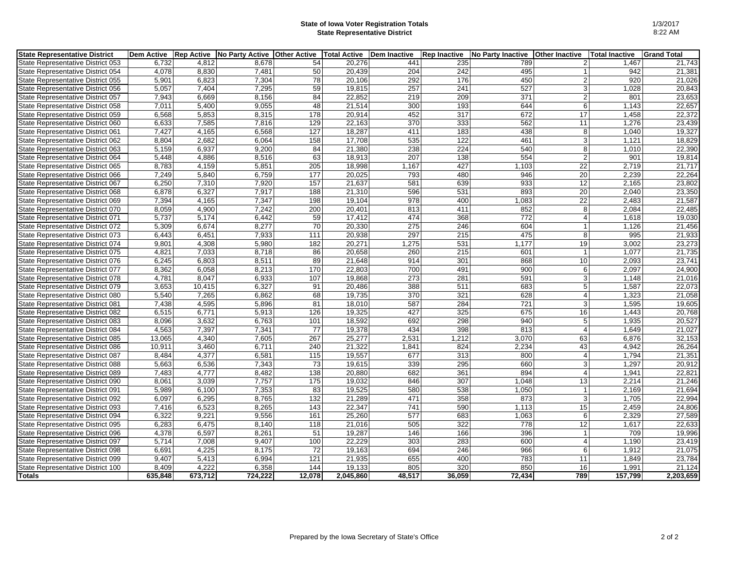**State of Iowa Voter Registration Totals**
**State Representative District**

1/3/2017
8:22 AM

| State Representative District | Dem Active | Rep Active | No Party Active | Other Active | Total Active | Dem Inactive | Rep Inactive | No Party Inactive | Other Inactive | Total Inactive | Grand Total |
|---|---|---|---|---|---|---|---|---|---|---|---|
| State Representative District 053 | 6,732 | 4,812 | 8,678 | 54 | 20,276 | 441 | 235 | 789 | 2 | 1,467 | 21,743 |
| State Representative District 054 | 4,078 | 8,830 | 7,481 | 50 | 20,439 | 204 | 242 | 495 | 1 | 942 | 21,381 |
| State Representative District 055 | 5,901 | 6,823 | 7,304 | 78 | 20,106 | 292 | 176 | 450 | 2 | 920 | 21,026 |
| State Representative District 056 | 5,057 | 7,404 | 7,295 | 59 | 19,815 | 257 | 241 | 527 | 3 | 1,028 | 20,843 |
| State Representative District 057 | 7,943 | 6,669 | 8,156 | 84 | 22,852 | 219 | 209 | 371 | 2 | 801 | 23,653 |
| State Representative District 058 | 7,011 | 5,400 | 9,055 | 48 | 21,514 | 300 | 193 | 644 | 6 | 1,143 | 22,657 |
| State Representative District 059 | 6,568 | 5,853 | 8,315 | 178 | 20,914 | 452 | 317 | 672 | 17 | 1,458 | 22,372 |
| State Representative District 060 | 6,633 | 7,585 | 7,816 | 129 | 22,163 | 370 | 333 | 562 | 11 | 1,276 | 23,439 |
| State Representative District 061 | 7,427 | 4,165 | 6,568 | 127 | 18,287 | 411 | 183 | 438 | 8 | 1,040 | 19,327 |
| State Representative District 062 | 8,804 | 2,682 | 6,064 | 158 | 17,708 | 535 | 122 | 461 | 3 | 1,121 | 18,829 |
| State Representative District 063 | 5,159 | 6,937 | 9,200 | 84 | 21,380 | 238 | 224 | 540 | 8 | 1,010 | 22,390 |
| State Representative District 064 | 5,448 | 4,886 | 8,516 | 63 | 18,913 | 207 | 138 | 554 | 2 | 901 | 19,814 |
| State Representative District 065 | 8,783 | 4,159 | 5,851 | 205 | 18,998 | 1,167 | 427 | 1,103 | 22 | 2,719 | 21,717 |
| State Representative District 066 | 7,249 | 5,840 | 6,759 | 177 | 20,025 | 793 | 480 | 946 | 20 | 2,239 | 22,264 |
| State Representative District 067 | 6,250 | 7,310 | 7,920 | 157 | 21,637 | 581 | 639 | 933 | 12 | 2,165 | 23,802 |
| State Representative District 068 | 6,878 | 6,327 | 7,917 | 188 | 21,310 | 596 | 531 | 893 | 20 | 2,040 | 23,350 |
| State Representative District 069 | 7,394 | 4,165 | 7,347 | 198 | 19,104 | 978 | 400 | 1,083 | 22 | 2,483 | 21,587 |
| State Representative District 070 | 8,059 | 4,900 | 7,242 | 200 | 20,401 | 813 | 411 | 852 | 8 | 2,084 | 22,485 |
| State Representative District 071 | 5,737 | 5,174 | 6,442 | 59 | 17,412 | 474 | 368 | 772 | 4 | 1,618 | 19,030 |
| State Representative District 072 | 5,309 | 6,674 | 8,277 | 70 | 20,330 | 275 | 246 | 604 | 1 | 1,126 | 21,456 |
| State Representative District 073 | 6,443 | 6,451 | 7,933 | 111 | 20,938 | 297 | 215 | 475 | 8 | 995 | 21,933 |
| State Representative District 074 | 9,801 | 4,308 | 5,980 | 182 | 20,271 | 1,275 | 531 | 1,177 | 19 | 3,002 | 23,273 |
| State Representative District 075 | 4,821 | 7,033 | 8,718 | 86 | 20,658 | 260 | 215 | 601 | 1 | 1,077 | 21,735 |
| State Representative District 076 | 6,245 | 6,803 | 8,511 | 89 | 21,648 | 914 | 301 | 868 | 10 | 2,093 | 23,741 |
| State Representative District 077 | 8,362 | 6,058 | 8,213 | 170 | 22,803 | 700 | 491 | 900 | 6 | 2,097 | 24,900 |
| State Representative District 078 | 4,781 | 8,047 | 6,933 | 107 | 19,868 | 273 | 281 | 591 | 3 | 1,148 | 21,016 |
| State Representative District 079 | 3,653 | 10,415 | 6,327 | 91 | 20,486 | 388 | 511 | 683 | 5 | 1,587 | 22,073 |
| State Representative District 080 | 5,540 | 7,265 | 6,862 | 68 | 19,735 | 370 | 321 | 628 | 4 | 1,323 | 21,058 |
| State Representative District 081 | 7,438 | 4,595 | 5,896 | 81 | 18,010 | 587 | 284 | 721 | 3 | 1,595 | 19,605 |
| State Representative District 082 | 6,515 | 6,771 | 5,913 | 126 | 19,325 | 427 | 325 | 675 | 16 | 1,443 | 20,768 |
| State Representative District 083 | 8,096 | 3,632 | 6,763 | 101 | 18,592 | 692 | 298 | 940 | 5 | 1,935 | 20,527 |
| State Representative District 084 | 4,563 | 7,397 | 7,341 | 77 | 19,378 | 434 | 398 | 813 | 4 | 1,649 | 21,027 |
| State Representative District 085 | 13,065 | 4,340 | 7,605 | 267 | 25,277 | 2,531 | 1,212 | 3,070 | 63 | 6,876 | 32,153 |
| State Representative District 086 | 10,911 | 3,460 | 6,711 | 240 | 21,322 | 1,841 | 824 | 2,234 | 43 | 4,942 | 26,264 |
| State Representative District 087 | 8,484 | 4,377 | 6,581 | 115 | 19,557 | 677 | 313 | 800 | 4 | 1,794 | 21,351 |
| State Representative District 088 | 5,663 | 6,536 | 7,343 | 73 | 19,615 | 339 | 295 | 660 | 3 | 1,297 | 20,912 |
| State Representative District 089 | 7,483 | 4,777 | 8,482 | 138 | 20,880 | 682 | 361 | 894 | 4 | 1,941 | 22,821 |
| State Representative District 090 | 8,061 | 3,039 | 7,757 | 175 | 19,032 | 846 | 307 | 1,048 | 13 | 2,214 | 21,246 |
| State Representative District 091 | 5,989 | 6,100 | 7,353 | 83 | 19,525 | 580 | 538 | 1,050 | 1 | 2,169 | 21,694 |
| State Representative District 092 | 6,097 | 6,295 | 8,765 | 132 | 21,289 | 471 | 358 | 873 | 3 | 1,705 | 22,994 |
| State Representative District 093 | 7,416 | 6,523 | 8,265 | 143 | 22,347 | 741 | 590 | 1,113 | 15 | 2,459 | 24,806 |
| State Representative District 094 | 6,322 | 9,221 | 9,556 | 161 | 25,260 | 577 | 683 | 1,063 | 6 | 2,329 | 27,589 |
| State Representative District 095 | 6,283 | 6,475 | 8,140 | 118 | 21,016 | 505 | 322 | 778 | 12 | 1,617 | 22,633 |
| State Representative District 096 | 4,378 | 6,597 | 8,261 | 51 | 19,287 | 146 | 166 | 396 | 1 | 709 | 19,996 |
| State Representative District 097 | 5,714 | 7,008 | 9,407 | 100 | 22,229 | 303 | 283 | 600 | 4 | 1,190 | 23,419 |
| State Representative District 098 | 6,691 | 4,225 | 8,175 | 72 | 19,163 | 694 | 246 | 966 | 6 | 1,912 | 21,075 |
| State Representative District 099 | 9,407 | 5,413 | 6,994 | 121 | 21,935 | 655 | 400 | 783 | 11 | 1,849 | 23,784 |
| State Representative District 100 | 8,409 | 4,222 | 6,358 | 144 | 19,133 | 805 | 320 | 850 | 16 | 1,991 | 21,124 |
| **Totals** | **635,848** | **673,712** | **724,222** | **12,078** | **2,045,860** | **48,517** | **36,059** | **72,434** | **789** | **157,799** | **2,203,659** |

Prepared by the Iowa Secretary of State's Office